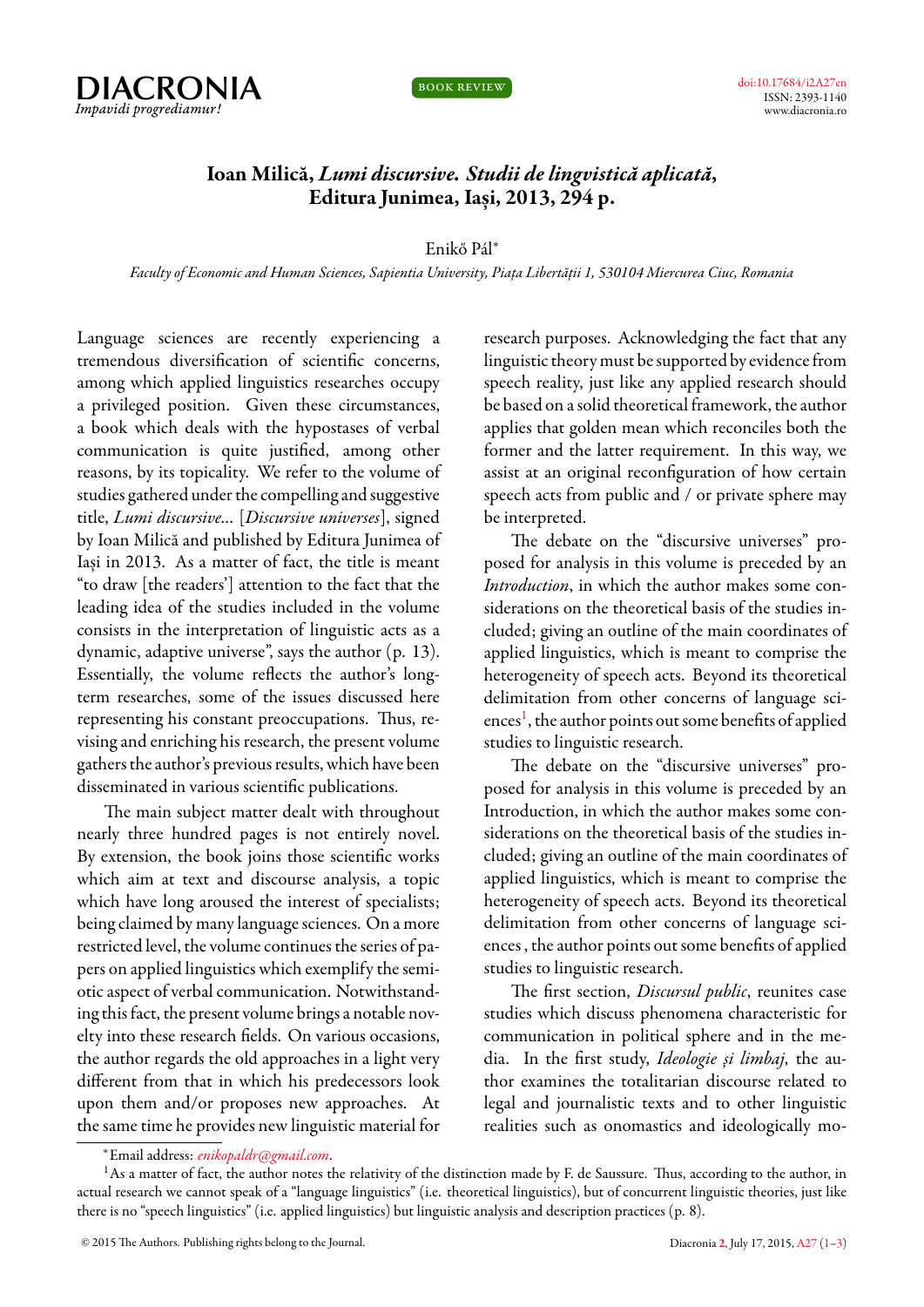# Ioan Milică, *Lumi discursive. Studii de lingvistică aplicată*, Editura Junimea, Iași, 2013, 294 p.

Enikő Pál*

*Faculty of Economic and Human Sciences, Sapientia University, Piața Libertății 1, 530104 Miercurea Ciuc, Romania*

Language sciences are recently experiencing a tremendous diversification of scientific concerns, among which applied linguistics researches occupy a privileged position. Given these circumstances, a book which deals with the hypostases of verbal communication is quite justified, among other reasons, by its topicality. We refer to the volume of studies gathered under the compelling and suggestive title, *Lumi discursive...* [*Discursive universes*], signed by Ioan Milică and published by Editura Junimea of Iași in 2013. As a matter of fact, the title is meant "to draw [the readers'] attention to the fact that the leading idea of the studies included in the volume consists in the interpretation of linguistic acts as a dynamic, adaptive universe", says the author (p. 13). Essentially, the volume reflects the author's long-term researches, some of the issues discussed here representing his constant preoccupations. Thus, revising and enriching his research, the present volume gathers the author's previous results, which have been disseminated in various scientific publications.

The main subject matter dealt with throughout nearly three hundred pages is not entirely novel. By extension, the book joins those scientific works which aim at text and discourse analysis, a topic which have long aroused the interest of specialists; being claimed by many language sciences. On a more restricted level, the volume continues the series of papers on applied linguistics which exemplify the semiotic aspect of verbal communication. Notwithstanding this fact, the present volume brings a notable novelty into these research fields. On various occasions, the author regards the old approaches in a light very different from that in which his predecessors look upon them and/or proposes new approaches. At the same time he provides new linguistic material for research purposes. Acknowledging the fact that any linguistic theory must be supported by evidence from speech reality, just like any applied research should be based on a solid theoretical framework, the author applies that golden mean which reconciles both the former and the latter requirement. In this way, we assist at an original reconfiguration of how certain speech acts from public and / or private sphere may be interpreted.

The debate on the "discursive universes" proposed for analysis in this volume is preceded by an *Introduction*, in which the author makes some considerations on the theoretical basis of the studies included; giving an outline of the main coordinates of applied linguistics, which is meant to comprise the heterogeneity of speech acts. Beyond its theoretical delimitation from other concerns of language sciences[1], the author points out some benefits of applied studies to linguistic research.

The debate on the "discursive universes" proposed for analysis in this volume is preceded by an Introduction, in which the author makes some considerations on the theoretical basis of the studies included; giving an outline of the main coordinates of applied linguistics, which is meant to comprise the heterogeneity of speech acts. Beyond its theoretical delimitation from other concerns of language sciences , the author points out some benefits of applied studies to linguistic research.

The first section, *Discursul public*, reunites case studies which discuss phenomena characteristic for communication in political sphere and in the media. In the first study, *Ideologie și limbaj*, the author examines the totalitarian discourse related to legal and journalistic texts and to other linguistic realities such as onomastics and ideologically mo-

---

*Email address: *enikopaldr@gmail.com*.

[1] As a matter of fact, the author notes the relativity of the distinction made by F. de Saussure. Thus, according to the author, in actual research we cannot speak of a "language linguistics" (i.e. theoretical linguistics), but of concurrent linguistic theories, just like there is no "speech linguistics" (i.e. applied linguistics) but linguistic analysis and description practices (p. 8).

© 2015 The Authors. Publishing rights belong to the Journal.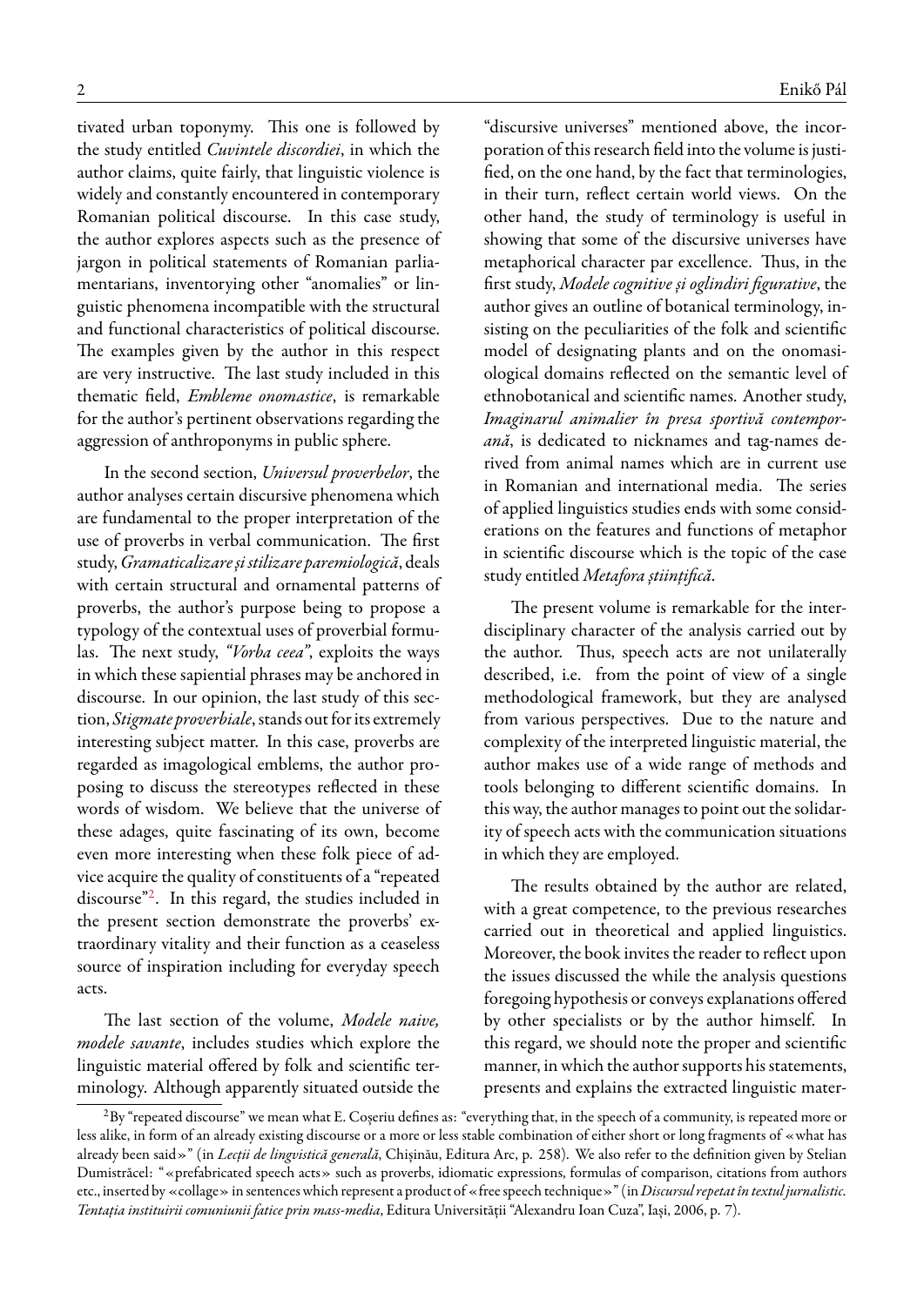tivated urban toponymy. This one is followed by the study entitled *Cuvintele discordiei*, in which the author claims, quite fairly, that linguistic violence is widely and constantly encountered in contemporary Romanian political discourse. In this case study, the author explores aspects such as the presence of jargon in political statements of Romanian parliamentarians, inventorying other "anomalies" or linguistic phenomena incompatible with the structural and functional characteristics of political discourse. The examples given by the author in this respect are very instructive. The last study included in this thematic field, *Embleme onomastice*, is remarkable for the author's pertinent observations regarding the aggression of anthroponyms in public sphere.

In the second section, *Universul proverbelor*, the author analyses certain discursive phenomena which are fundamental to the proper interpretation of the use of proverbs in verbal communication. The first study, *Gramaticalizare și stilizare paremiologică*, deals with certain structural and ornamental patterns of proverbs, the author's purpose being to propose a typology of the contextual uses of proverbial formulas. The next study, *"Vorba ceea"*, exploits the ways in which these sapiential phrases may be anchored in discourse. In our opinion, the last study of this section, *Stigmate proverbiale*, stands out for its extremely interesting subject matter. In this case, proverbs are regarded as imagological emblems, the author proposing to discuss the stereotypes reflected in these words of wisdom. We believe that the universe of these adages, quite fascinating of its own, become even more interesting when these folk piece of advice acquire the quality of constituents of a "repeated discourse"[2]. In this regard, the studies included in the present section demonstrate the proverbs' extraordinary vitality and their function as a ceaseless source of inspiration including for everyday speech acts.

The last section of the volume, *Modele naive, modele savante*, includes studies which explore the linguistic material offered by folk and scientific terminology. Although apparently situated outside the "discursive universes" mentioned above, the incorporation of this research field into the volume is justified, on the one hand, by the fact that terminologies, in their turn, reflect certain world views. On the other hand, the study of terminology is useful in showing that some of the discursive universes have metaphorical character par excellence. Thus, in the first study, *Modele cognitive și oglindiri figurative*, the author gives an outline of botanical terminology, insisting on the peculiarities of the folk and scientific model of designating plants and on the onomasiological domains reflected on the semantic level of ethnobotanical and scientific names. Another study, *Imaginarul animalier în presa sportivă contemporană*, is dedicated to nicknames and tag-names derived from animal names which are in current use in Romanian and international media. The series of applied linguistics studies ends with some considerations on the features and functions of metaphor in scientific discourse which is the topic of the case study entitled *Metafora științifică*.

The present volume is remarkable for the interdisciplinary character of the analysis carried out by the author. Thus, speech acts are not unilaterally described, i.e. from the point of view of a single methodological framework, but they are analysed from various perspectives. Due to the nature and complexity of the interpreted linguistic material, the author makes use of a wide range of methods and tools belonging to different scientific domains. In this way, the author manages to point out the solidarity of speech acts with the communication situations in which they are employed.

The results obtained by the author are related, with a great competence, to the previous researches carried out in theoretical and applied linguistics. Moreover, the book invites the reader to reflect upon the issues discussed the while the analysis questions foregoing hypothesis or conveys explanations offered by other specialists or by the author himself. In this regard, we should note the proper and scientific manner, in which the author supports his statements, presents and explains the extracted linguistic mater-

[2] By "repeated discourse" we mean what E. Coșeriu defines as: "everything that, in the speech of a community, is repeated more or less alike, in form of an already existing discourse or a more or less stable combination of either short or long fragments of «what has already been said»" (in *Lecții de lingvistică generală*, Chișinău, Editura Arc, p. 258). We also refer to the definition given by Stelian Dumistrăcel: "«prefabricated speech acts» such as proverbs, idiomatic expressions, formulas of comparison, citations from authors etc., inserted by «collage» in sentences which represent a product of «free speech technique»" (in *Discursul repetat în textul jurnalistic. Tentația instituirii comuniunii fatice prin mass-media*, Editura Universității "Alexandru Ioan Cuza", Iași, 2006, p. 7).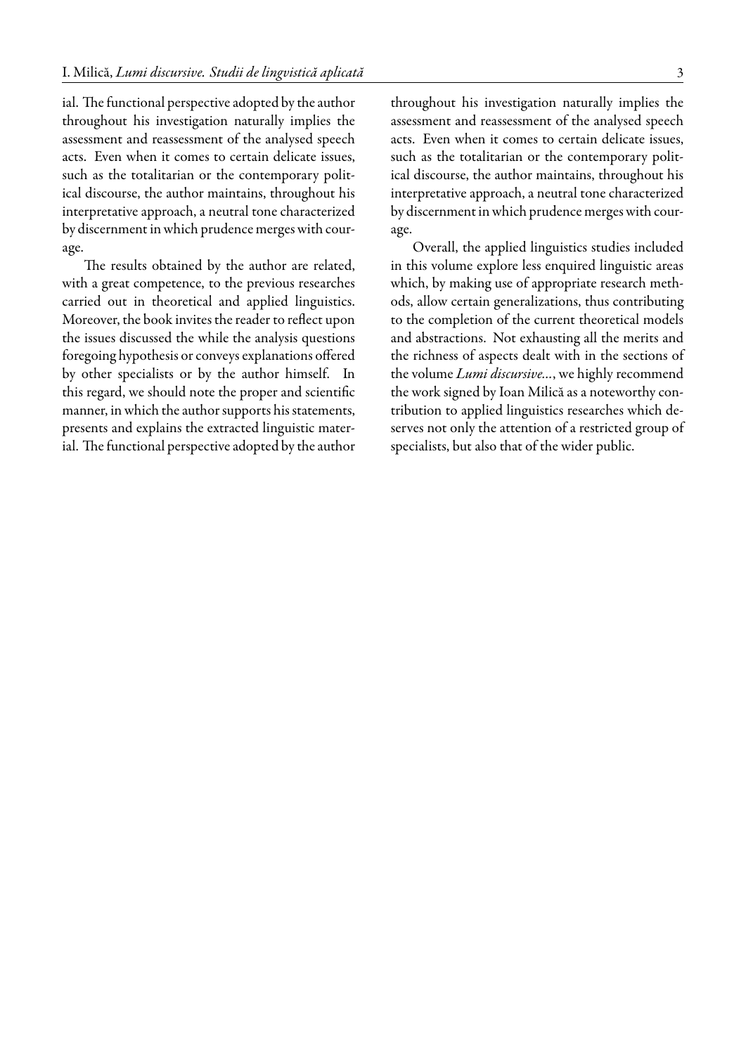ial. The functional perspective adopted by the author throughout his investigation naturally implies the assessment and reassessment of the analysed speech acts. Even when it comes to certain delicate issues, such as the totalitarian or the contemporary political discourse, the author maintains, throughout his interpretative approach, a neutral tone characterized by discernment in which prudence merges with courage.

The results obtained by the author are related, with a great competence, to the previous researches carried out in theoretical and applied linguistics. Moreover, the book invites the reader to reflect upon the issues discussed the while the analysis questions foregoing hypothesis or conveys explanations offered by other specialists or by the author himself. In this regard, we should note the proper and scientific manner, in which the author supports his statements, presents and explains the extracted linguistic material. The functional perspective adopted by the author throughout his investigation naturally implies the assessment and reassessment of the analysed speech acts. Even when it comes to certain delicate issues, such as the totalitarian or the contemporary political discourse, the author maintains, throughout his interpretative approach, a neutral tone characterized by discernment in which prudence merges with courage.

Overall, the applied linguistics studies included in this volume explore less enquired linguistic areas which, by making use of appropriate research methods, allow certain generalizations, thus contributing to the completion of the current theoretical models and abstractions. Not exhausting all the merits and the richness of aspects dealt with in the sections of the volume *Lumi discursive...*, we highly recommend the work signed by Ioan Milică as a noteworthy contribution to applied linguistics researches which deserves not only the attention of a restricted group of specialists, but also that of the wider public.